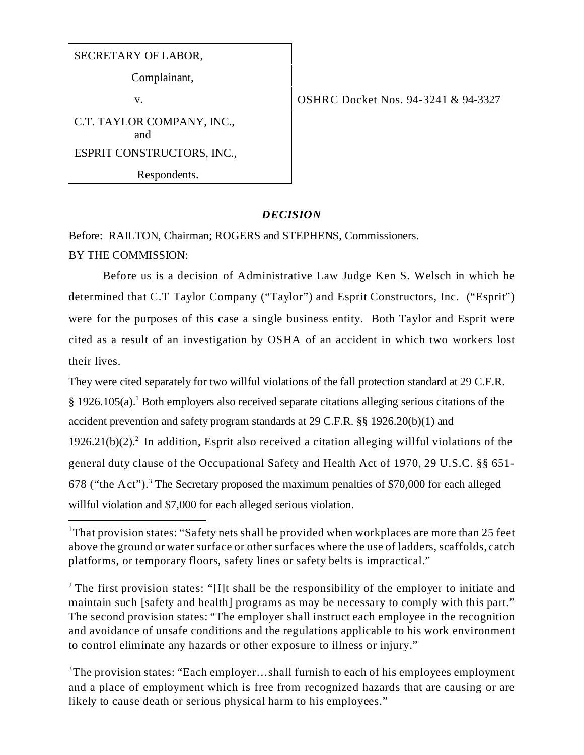SECRETARY OF LABOR,

Complainant,

v.

C.T. TAYLOR COMPANY, INC., and

ESPRIT CONSTRUCTORS, INC.,

Respondents.

OSHRC Docket Nos. 94-3241 & 94-3327

## *DECISION*

Before: RAILTON, Chairman; ROGERS and STEPHENS, Commissioners.

BY THE COMMISSION:

Before us is a decision of Administrative Law Judge Ken S. Welsch in which he determined that C.T Taylor Company ("Taylor") and Esprit Constructors, Inc. ("Esprit") were for the purposes of this case a single business entity. Both Taylor and Esprit were cited as a result of an investigation by OSHA of an accident in which two workers lost their lives.

They were cited separately for two willful violations of the fall protection standard at 29 C.F.R. § 1926.105(a).[1] Both employers also received separate citations alleging serious citations of the accident prevention and safety program standards at 29 C.F.R. §§ 1926.20(b)(1) and 1926.21(b)(2).[2] In addition, Esprit also received a citation alleging willful violations of the general duty clause of the Occupational Safety and Health Act of 1970, 29 U.S.C. §§ 651-678 ("the Act").[3] The Secretary proposed the maximum penalties of $70,000 for each alleged willful violation and $7,000 for each alleged serious violation.

---

[1] That provision states: "Safety nets shall be provided when workplaces are more than 25 feet above the ground or water surface or other surfaces where the use of ladders, scaffolds, catch platforms, or temporary floors, safety lines or safety belts is impractical."

[2] The first provision states: "[I]t shall be the responsibility of the employer to initiate and maintain such [safety and health] programs as may be necessary to comply with this part." The second provision states: "The employer shall instruct each employee in the recognition and avoidance of unsafe conditions and the regulations applicable to his work environment to control eliminate any hazards or other exposure to illness or injury."

[3] The provision states: "Each employer…shall furnish to each of his employees employment and a place of employment which is free from recognized hazards that are causing or are likely to cause death or serious physical harm to his employees."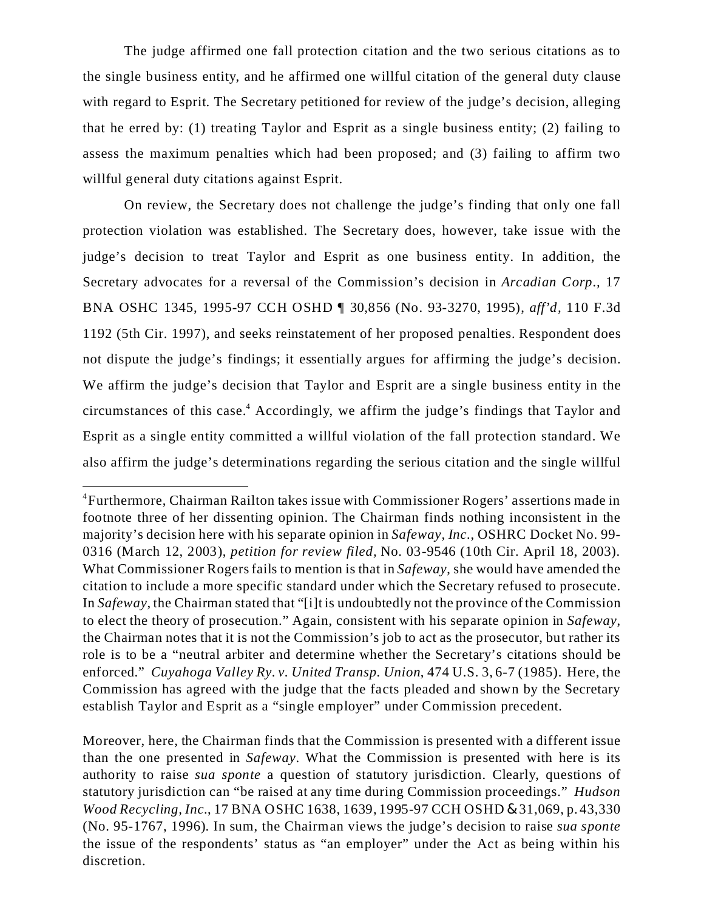The judge affirmed one fall protection citation and the two serious citations as to the single business entity, and he affirmed one willful citation of the general duty clause with regard to Esprit. The Secretary petitioned for review of the judge's decision, alleging that he erred by: (1) treating Taylor and Esprit as a single business entity; (2) failing to assess the maximum penalties which had been proposed; and (3) failing to affirm two willful general duty citations against Esprit.

On review, the Secretary does not challenge the judge's finding that only one fall protection violation was established. The Secretary does, however, take issue with the judge's decision to treat Taylor and Esprit as one business entity. In addition, the Secretary advocates for a reversal of the Commission's decision in *Arcadian Corp.*, 17 BNA OSHC 1345, 1995-97 CCH OSHD ¶ 30,856 (No. 93-3270, 1995), *aff'd*, 110 F.3d 1192 (5th Cir. 1997), and seeks reinstatement of her proposed penalties. Respondent does not dispute the judge's findings; it essentially argues for affirming the judge's decision. We affirm the judge's decision that Taylor and Esprit are a single business entity in the circumstances of this case.[4] Accordingly, we affirm the judge's findings that Taylor and Esprit as a single entity committed a willful violation of the fall protection standard. We also affirm the judge's determinations regarding the serious citation and the single willful

---

[4]Furthermore, Chairman Railton takes issue with Commissioner Rogers' assertions made in footnote three of her dissenting opinion. The Chairman finds nothing inconsistent in the majority's decision here with his separate opinion in *Safeway, Inc.*, OSHRC Docket No. 99-0316 (March 12, 2003), *petition for review filed,* No. 03-9546 (10th Cir. April 18, 2003). What Commissioner Rogers fails to mention is that in *Safeway*, she would have amended the citation to include a more specific standard under which the Secretary refused to prosecute. In *Safeway*, the Chairman stated that "[i]t is undoubtedly not the province of the Commission to elect the theory of prosecution." Again, consistent with his separate opinion in *Safeway*, the Chairman notes that it is not the Commission's job to act as the prosecutor, but rather its role is to be a "neutral arbiter and determine whether the Secretary's citations should be enforced." *Cuyahoga Valley Ry. v. United Transp. Union*, 474 U.S. 3, 6-7 (1985). Here, the Commission has agreed with the judge that the facts pleaded and shown by the Secretary establish Taylor and Esprit as a "single employer" under Commission precedent.

Moreover, here, the Chairman finds that the Commission is presented with a different issue than the one presented in *Safeway*. What the Commission is presented with here is its authority to raise *sua sponte* a question of statutory jurisdiction. Clearly, questions of statutory jurisdiction can "be raised at any time during Commission proceedings." *Hudson Wood Recycling, Inc.*, 17 BNA OSHC 1638, 1639, 1995-97 CCH OSHD & 31,069, p. 43,330 (No. 95-1767, 1996). In sum, the Chairman views the judge's decision to raise *sua sponte* the issue of the respondents' status as "an employer" under the Act as being within his discretion.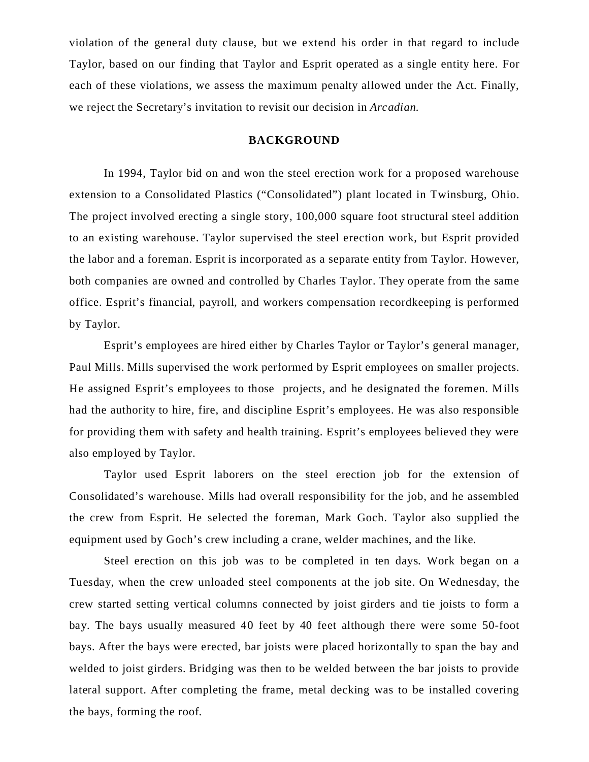violation of the general duty clause, but we extend his order in that regard to include Taylor, based on our finding that Taylor and Esprit operated as a single entity here. For each of these violations, we assess the maximum penalty allowed under the Act. Finally, we reject the Secretary's invitation to revisit our decision in *Arcadian.*

## BACKGROUND

In 1994, Taylor bid on and won the steel erection work for a proposed warehouse extension to a Consolidated Plastics ("Consolidated") plant located in Twinsburg, Ohio. The project involved erecting a single story, 100,000 square foot structural steel addition to an existing warehouse. Taylor supervised the steel erection work, but Esprit provided the labor and a foreman. Esprit is incorporated as a separate entity from Taylor. However, both companies are owned and controlled by Charles Taylor. They operate from the same office. Esprit's financial, payroll, and workers compensation recordkeeping is performed by Taylor.

Esprit's employees are hired either by Charles Taylor or Taylor's general manager, Paul Mills. Mills supervised the work performed by Esprit employees on smaller projects. He assigned Esprit's employees to those projects, and he designated the foremen. Mills had the authority to hire, fire, and discipline Esprit's employees. He was also responsible for providing them with safety and health training. Esprit's employees believed they were also employed by Taylor.

Taylor used Esprit laborers on the steel erection job for the extension of Consolidated's warehouse. Mills had overall responsibility for the job, and he assembled the crew from Esprit. He selected the foreman, Mark Goch. Taylor also supplied the equipment used by Goch's crew including a crane, welder machines, and the like.

Steel erection on this job was to be completed in ten days. Work began on a Tuesday, when the crew unloaded steel components at the job site. On Wednesday, the crew started setting vertical columns connected by joist girders and tie joists to form a bay. The bays usually measured 40 feet by 40 feet although there were some 50-foot bays. After the bays were erected, bar joists were placed horizontally to span the bay and welded to joist girders. Bridging was then to be welded between the bar joists to provide lateral support. After completing the frame, metal decking was to be installed covering the bays, forming the roof.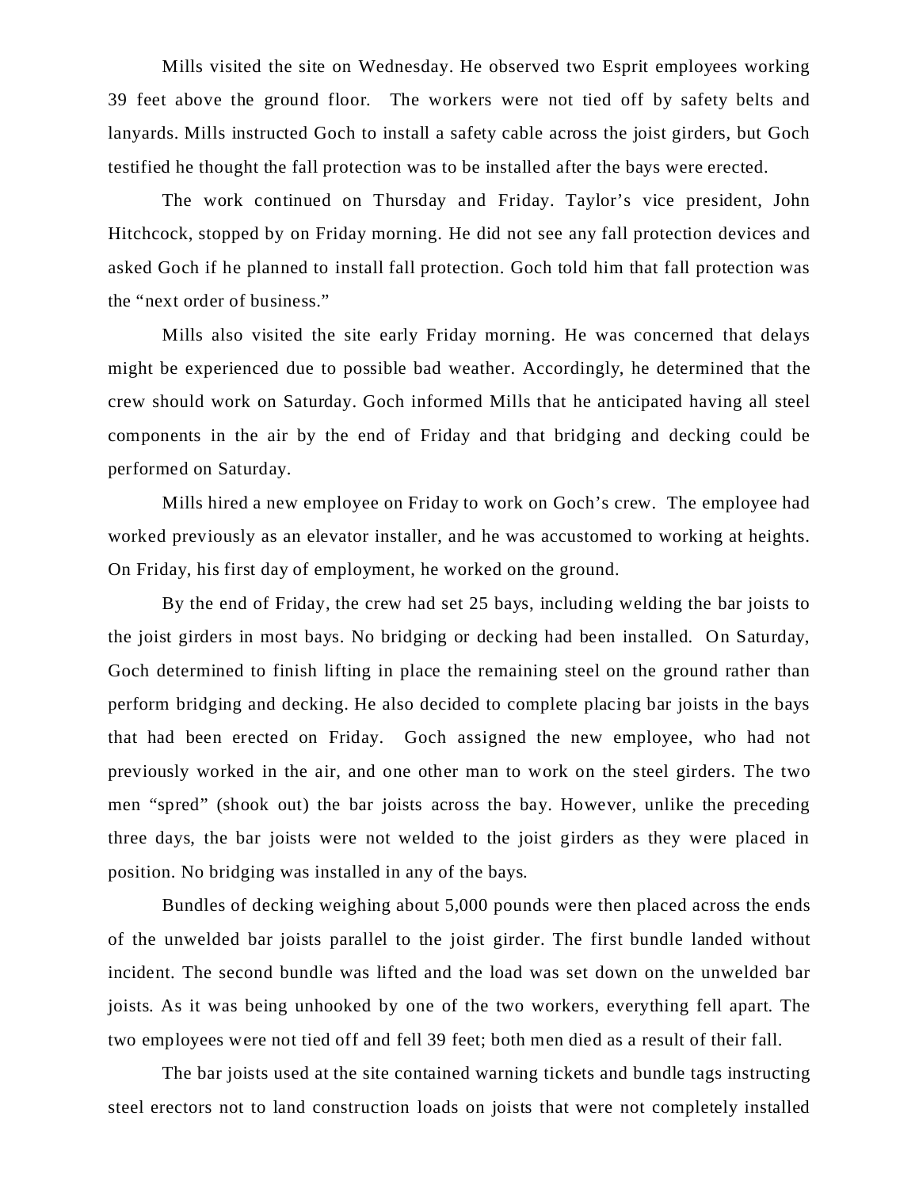Mills visited the site on Wednesday. He observed two Esprit employees working 39 feet above the ground floor. The workers were not tied off by safety belts and lanyards. Mills instructed Goch to install a safety cable across the joist girders, but Goch testified he thought the fall protection was to be installed after the bays were erected.

The work continued on Thursday and Friday. Taylor's vice president, John Hitchcock, stopped by on Friday morning. He did not see any fall protection devices and asked Goch if he planned to install fall protection. Goch told him that fall protection was the "next order of business."

Mills also visited the site early Friday morning. He was concerned that delays might be experienced due to possible bad weather. Accordingly, he determined that the crew should work on Saturday. Goch informed Mills that he anticipated having all steel components in the air by the end of Friday and that bridging and decking could be performed on Saturday.

Mills hired a new employee on Friday to work on Goch's crew. The employee had worked previously as an elevator installer, and he was accustomed to working at heights. On Friday, his first day of employment, he worked on the ground.

By the end of Friday, the crew had set 25 bays, including welding the bar joists to the joist girders in most bays. No bridging or decking had been installed. On Saturday, Goch determined to finish lifting in place the remaining steel on the ground rather than perform bridging and decking. He also decided to complete placing bar joists in the bays that had been erected on Friday. Goch assigned the new employee, who had not previously worked in the air, and one other man to work on the steel girders. The two men "spred" (shook out) the bar joists across the bay. However, unlike the preceding three days, the bar joists were not welded to the joist girders as they were placed in position. No bridging was installed in any of the bays.

Bundles of decking weighing about 5,000 pounds were then placed across the ends of the unwelded bar joists parallel to the joist girder. The first bundle landed without incident. The second bundle was lifted and the load was set down on the unwelded bar joists. As it was being unhooked by one of the two workers, everything fell apart. The two employees were not tied off and fell 39 feet; both men died as a result of their fall.

The bar joists used at the site contained warning tickets and bundle tags instructing steel erectors not to land construction loads on joists that were not completely installed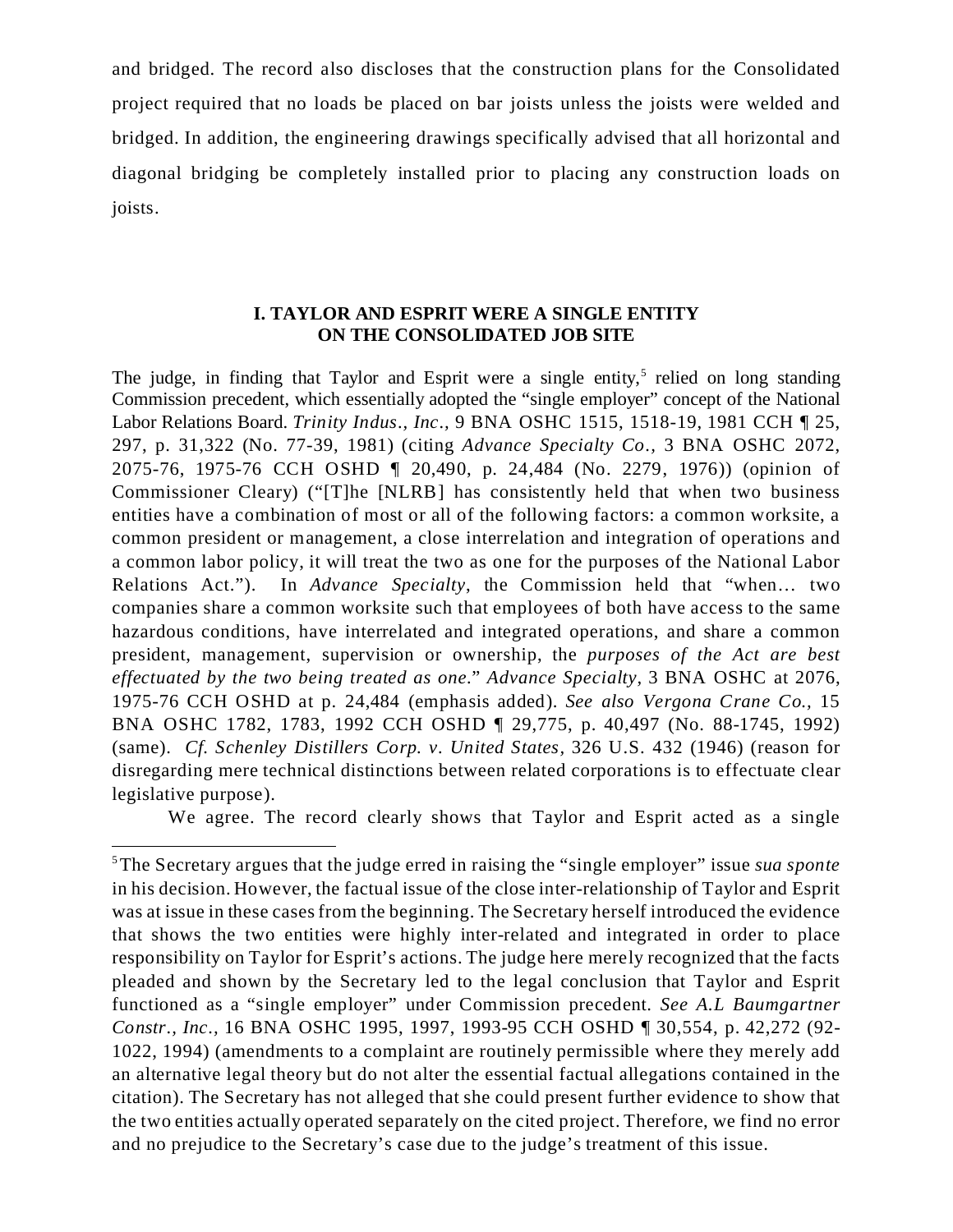and bridged. The record also discloses that the construction plans for the Consolidated project required that no loads be placed on bar joists unless the joists were welded and bridged. In addition, the engineering drawings specifically advised that all horizontal and diagonal bridging be completely installed prior to placing any construction loads on joists.

## I. TAYLOR AND ESPRIT WERE A SINGLE ENTITY ON THE CONSOLIDATED JOB SITE

The judge, in finding that Taylor and Esprit were a single entity,[5] relied on long standing Commission precedent, which essentially adopted the "single employer" concept of the National Labor Relations Board. *Trinity Indus., Inc.*, 9 BNA OSHC 1515, 1518-19, 1981 CCH ¶ 25, 297, p. 31,322 (No. 77-39, 1981) (citing *Advance Specialty Co.*, 3 BNA OSHC 2072, 2075-76, 1975-76 CCH OSHD ¶ 20,490, p. 24,484 (No. 2279, 1976)) (opinion of Commissioner Cleary) ("[T]he [NLRB] has consistently held that when two business entities have a combination of most or all of the following factors: a common worksite, a common president or management, a close interrelation and integration of operations and a common labor policy, it will treat the two as one for the purposes of the National Labor Relations Act."). In *Advance Specialty*, the Commission held that "when… two companies share a common worksite such that employees of both have access to the same hazardous conditions, have interrelated and integrated operations, and share a common president, management, supervision or ownership, the *purposes of the Act are best effectuated by the two being treated as one*." *Advance Specialty*, 3 BNA OSHC at 2076, 1975-76 CCH OSHD at p. 24,484 (emphasis added). *See also Vergona Crane Co.*, 15 BNA OSHC 1782, 1783, 1992 CCH OSHD ¶ 29,775, p. 40,497 (No. 88-1745, 1992) (same). *Cf. Schenley Distillers Corp. v. United States*, 326 U.S. 432 (1946) (reason for disregarding mere technical distinctions between related corporations is to effectuate clear legislative purpose).

We agree. The record clearly shows that Taylor and Esprit acted as a single

[5] The Secretary argues that the judge erred in raising the "single employer" issue *sua sponte* in his decision. However, the factual issue of the close inter-relationship of Taylor and Esprit was at issue in these cases from the beginning. The Secretary herself introduced the evidence that shows the two entities were highly inter-related and integrated in order to place responsibility on Taylor for Esprit's actions. The judge here merely recognized that the facts pleaded and shown by the Secretary led to the legal conclusion that Taylor and Esprit functioned as a "single employer" under Commission precedent. *See A.L Baumgartner Constr., Inc.*, 16 BNA OSHC 1995, 1997, 1993-95 CCH OSHD ¶ 30,554, p. 42,272 (92-1022, 1994) (amendments to a complaint are routinely permissible where they merely add an alternative legal theory but do not alter the essential factual allegations contained in the citation). The Secretary has not alleged that she could present further evidence to show that the two entities actually operated separately on the cited project. Therefore, we find no error and no prejudice to the Secretary's case due to the judge's treatment of this issue.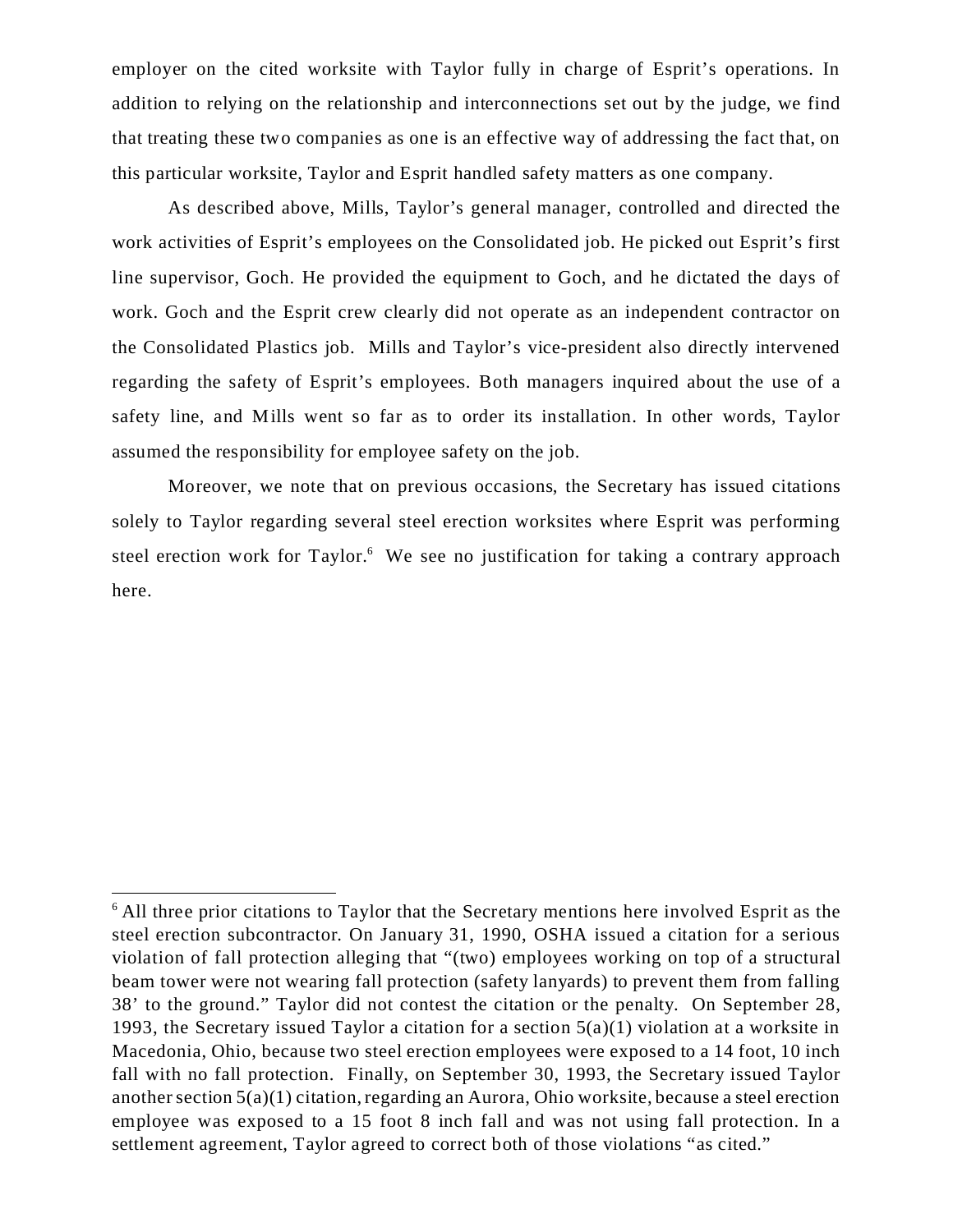employer on the cited worksite with Taylor fully in charge of Esprit's operations. In addition to relying on the relationship and interconnections set out by the judge, we find that treating these two companies as one is an effective way of addressing the fact that, on this particular worksite, Taylor and Esprit handled safety matters as one company.

As described above, Mills, Taylor's general manager, controlled and directed the work activities of Esprit's employees on the Consolidated job. He picked out Esprit's first line supervisor, Goch. He provided the equipment to Goch, and he dictated the days of work. Goch and the Esprit crew clearly did not operate as an independent contractor on the Consolidated Plastics job. Mills and Taylor's vice-president also directly intervened regarding the safety of Esprit's employees. Both managers inquired about the use of a safety line, and Mills went so far as to order its installation. In other words, Taylor assumed the responsibility for employee safety on the job.

Moreover, we note that on previous occasions, the Secretary has issued citations solely to Taylor regarding several steel erection worksites where Esprit was performing steel erection work for Taylor.[6] We see no justification for taking a contrary approach here.

---

[6] All three prior citations to Taylor that the Secretary mentions here involved Esprit as the steel erection subcontractor. On January 31, 1990, OSHA issued a citation for a serious violation of fall protection alleging that "(two) employees working on top of a structural beam tower were not wearing fall protection (safety lanyards) to prevent them from falling 38' to the ground." Taylor did not contest the citation or the penalty. On September 28, 1993, the Secretary issued Taylor a citation for a section 5(a)(1) violation at a worksite in Macedonia, Ohio, because two steel erection employees were exposed to a 14 foot, 10 inch fall with no fall protection. Finally, on September 30, 1993, the Secretary issued Taylor another section 5(a)(1) citation, regarding an Aurora, Ohio worksite, because a steel erection employee was exposed to a 15 foot 8 inch fall and was not using fall protection. In a settlement agreement, Taylor agreed to correct both of those violations "as cited."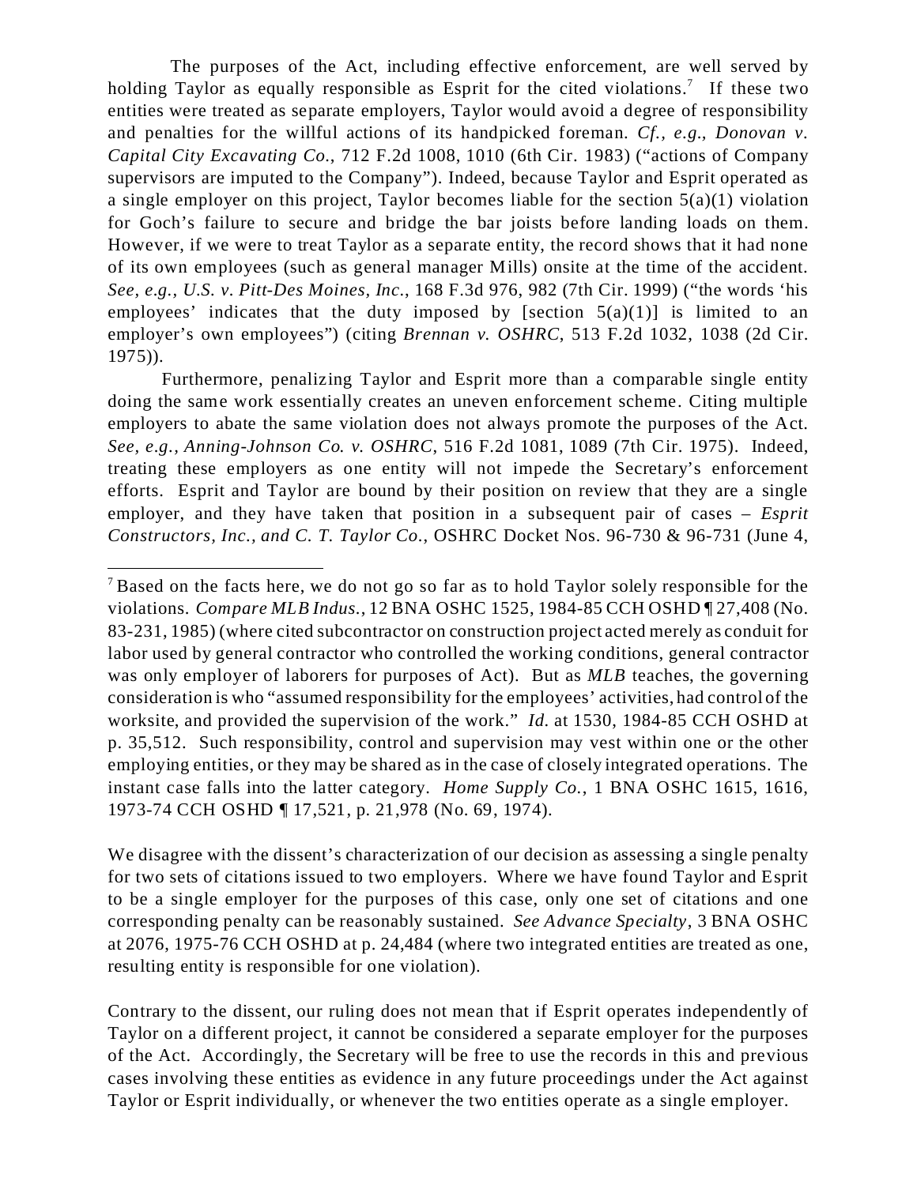The purposes of the Act, including effective enforcement, are well served by holding Taylor as equally responsible as Esprit for the cited violations.[7] If these two entities were treated as separate employers, Taylor would avoid a degree of responsibility and penalties for the willful actions of its handpicked foreman. *Cf., e.g., Donovan v. Capital City Excavating Co.*, 712 F.2d 1008, 1010 (6th Cir. 1983) ("actions of Company supervisors are imputed to the Company"). Indeed, because Taylor and Esprit operated as a single employer on this project, Taylor becomes liable for the section 5(a)(1) violation for Goch's failure to secure and bridge the bar joists before landing loads on them. However, if we were to treat Taylor as a separate entity, the record shows that it had none of its own employees (such as general manager Mills) onsite at the time of the accident. *See, e.g., U.S. v. Pitt-Des Moines, Inc.*, 168 F.3d 976, 982 (7th Cir. 1999) ("the words 'his employees' indicates that the duty imposed by [section 5(a)(1)] is limited to an employer's own employees") (citing *Brennan v. OSHRC*, 513 F.2d 1032, 1038 (2d Cir. 1975)).

Furthermore, penalizing Taylor and Esprit more than a comparable single entity doing the same work essentially creates an uneven enforcement scheme. Citing multiple employers to abate the same violation does not always promote the purposes of the Act. *See, e.g., Anning-Johnson Co. v. OSHRC*, 516 F.2d 1081, 1089 (7th Cir. 1975). Indeed, treating these employers as one entity will not impede the Secretary's enforcement efforts. Esprit and Taylor are bound by their position on review that they are a single employer, and they have taken that position in a subsequent pair of cases – *Esprit Constructors, Inc., and C. T. Taylor Co.*, OSHRC Docket Nos. 96-730 & 96-731 (June 4,

---

[7] Based on the facts here, we do not go so far as to hold Taylor solely responsible for the violations. *Compare MLB Indus.*, 12 BNA OSHC 1525, 1984-85 CCH OSHD ¶ 27,408 (No. 83-231, 1985) (where cited subcontractor on construction project acted merely as conduit for labor used by general contractor who controlled the working conditions, general contractor was only employer of laborers for purposes of Act). But as *MLB* teaches, the governing consideration is who "assumed responsibility for the employees' activities, had control of the worksite, and provided the supervision of the work." *Id.* at 1530, 1984-85 CCH OSHD at p. 35,512. Such responsibility, control and supervision may vest within one or the other employing entities, or they may be shared as in the case of closely integrated operations. The instant case falls into the latter category. *Home Supply Co.*, 1 BNA OSHC 1615, 1616, 1973-74 CCH OSHD ¶ 17,521, p. 21,978 (No. 69, 1974).

We disagree with the dissent's characterization of our decision as assessing a single penalty for two sets of citations issued to two employers. Where we have found Taylor and Esprit to be a single employer for the purposes of this case, only one set of citations and one corresponding penalty can be reasonably sustained. *See Advance Specialty*, 3 BNA OSHC at 2076, 1975-76 CCH OSHD at p. 24,484 (where two integrated entities are treated as one, resulting entity is responsible for one violation).

Contrary to the dissent, our ruling does not mean that if Esprit operates independently of Taylor on a different project, it cannot be considered a separate employer for the purposes of the Act. Accordingly, the Secretary will be free to use the records in this and previous cases involving these entities as evidence in any future proceedings under the Act against Taylor or Esprit individually, or whenever the two entities operate as a single employer.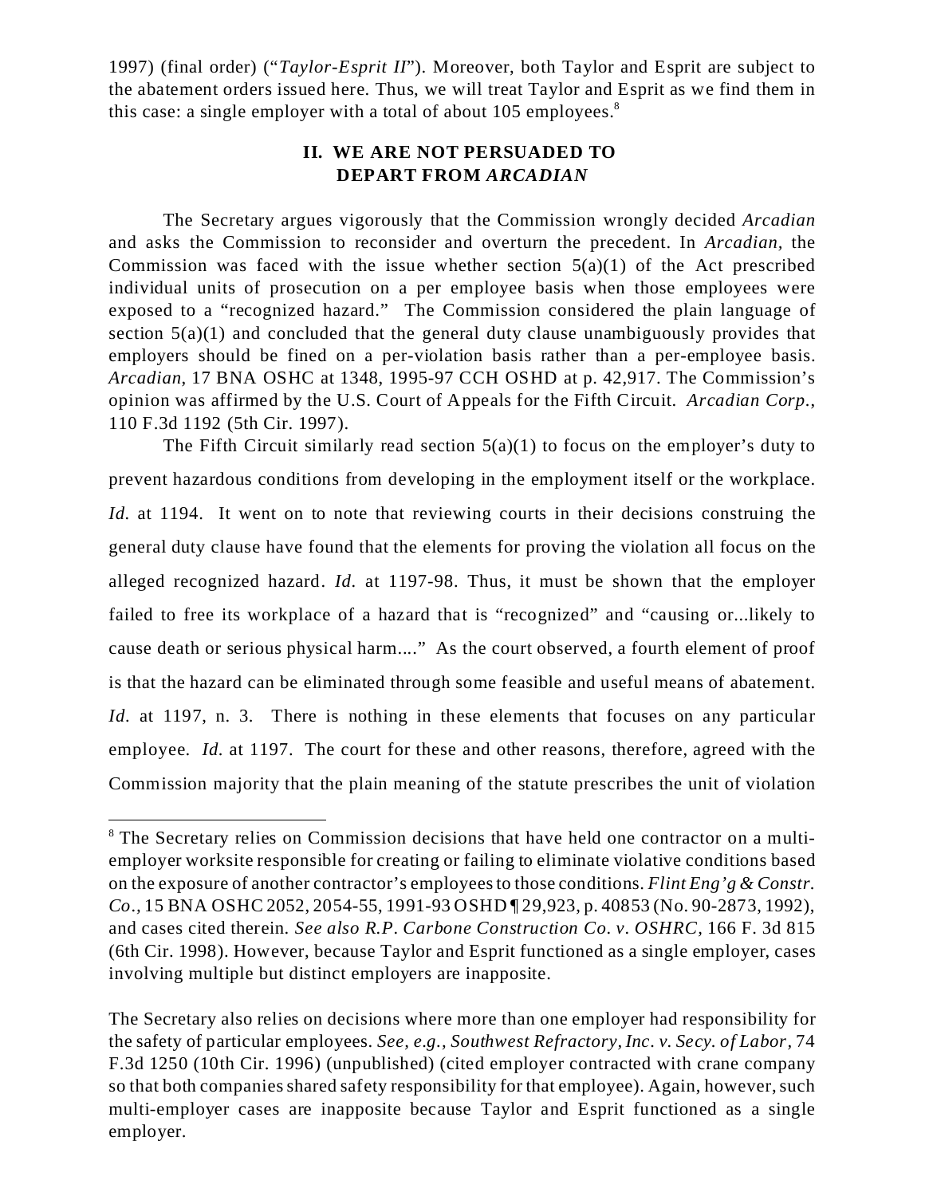1997) (final order) ("*Taylor-Esprit II*"). Moreover, both Taylor and Esprit are subject to the abatement orders issued here. Thus, we will treat Taylor and Esprit as we find them in this case: a single employer with a total of about 105 employees.[8]

## II. WE ARE NOT PERSUADED TO DEPART FROM *ARCADIAN*

The Secretary argues vigorously that the Commission wrongly decided *Arcadian* and asks the Commission to reconsider and overturn the precedent. In *Arcadian*, the Commission was faced with the issue whether section 5(a)(1) of the Act prescribed individual units of prosecution on a per employee basis when those employees were exposed to a "recognized hazard." The Commission considered the plain language of section 5(a)(1) and concluded that the general duty clause unambiguously provides that employers should be fined on a per-violation basis rather than a per-employee basis. *Arcadian*, 17 BNA OSHC at 1348, 1995-97 CCH OSHD at p. 42,917. The Commission's opinion was affirmed by the U.S. Court of Appeals for the Fifth Circuit. *Arcadian Corp.*, 110 F.3d 1192 (5th Cir. 1997).

The Fifth Circuit similarly read section 5(a)(1) to focus on the employer's duty to prevent hazardous conditions from developing in the employment itself or the workplace. *Id.* at 1194. It went on to note that reviewing courts in their decisions construing the general duty clause have found that the elements for proving the violation all focus on the alleged recognized hazard. *Id.* at 1197-98. Thus, it must be shown that the employer failed to free its workplace of a hazard that is "recognized" and "causing or...likely to cause death or serious physical harm...." As the court observed, a fourth element of proof is that the hazard can be eliminated through some feasible and useful means of abatement. *Id.* at 1197, n. 3. There is nothing in these elements that focuses on any particular employee. *Id.* at 1197. The court for these and other reasons, therefore, agreed with the Commission majority that the plain meaning of the statute prescribes the unit of violation

---

[8] The Secretary relies on Commission decisions that have held one contractor on a multi-employer worksite responsible for creating or failing to eliminate violative conditions based on the exposure of another contractor's employees to those conditions. *Flint Eng'g & Constr. Co.*, 15 BNA OSHC 2052, 2054-55, 1991-93 OSHD ¶ 29,923, p. 40853 (No. 90-2873, 1992), and cases cited therein. *See also R.P. Carbone Construction Co. v. OSHRC*, 166 F. 3d 815 (6th Cir. 1998). However, because Taylor and Esprit functioned as a single employer, cases involving multiple but distinct employers are inapposite.

The Secretary also relies on decisions where more than one employer had responsibility for the safety of particular employees. *See, e.g., Southwest Refractory, Inc. v. Secy. of Labor*, 74 F.3d 1250 (10th Cir. 1996) (unpublished) (cited employer contracted with crane company so that both companies shared safety responsibility for that employee). Again, however, such multi-employer cases are inapposite because Taylor and Esprit functioned as a single employer.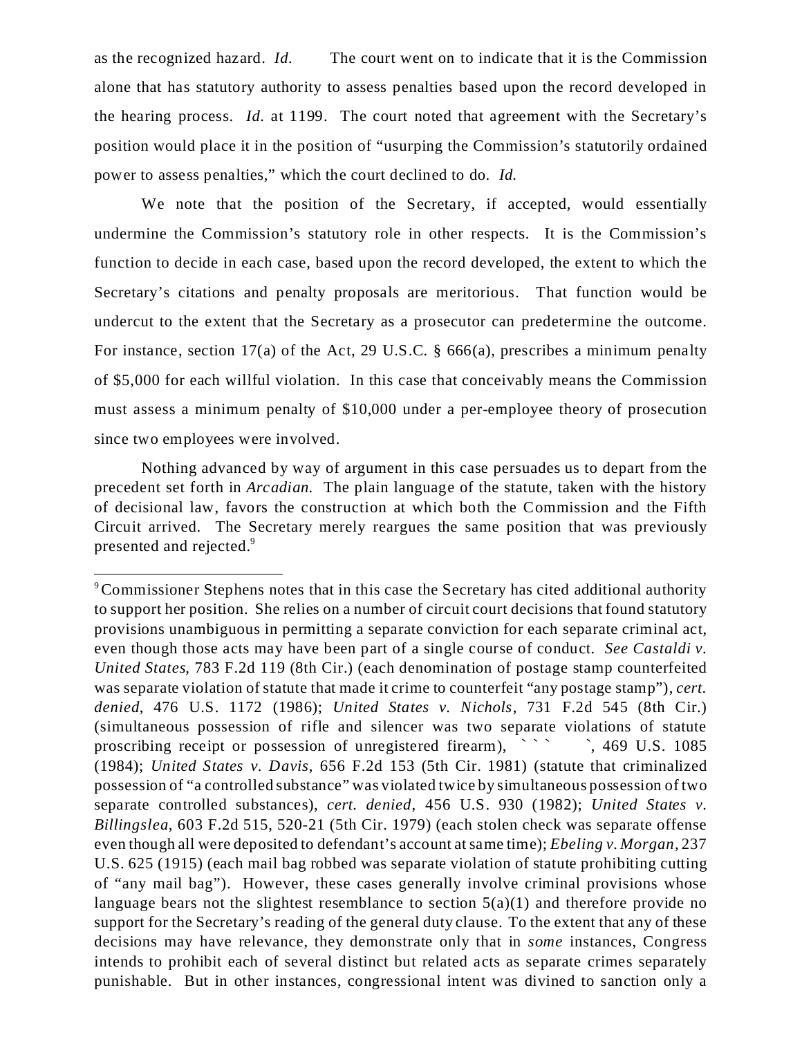as the recognized hazard. *Id.* The court went on to indicate that it is the Commission alone that has statutory authority to assess penalties based upon the record developed in the hearing process. *Id.* at 1199. The court noted that agreement with the Secretary's position would place it in the position of "usurping the Commission's statutorily ordained power to assess penalties," which the court declined to do. *Id.*

We note that the position of the Secretary, if accepted, would essentially undermine the Commission's statutory role in other respects. It is the Commission's function to decide in each case, based upon the record developed, the extent to which the Secretary's citations and penalty proposals are meritorious. That function would be undercut to the extent that the Secretary as a prosecutor can predetermine the outcome. For instance, section 17(a) of the Act, 29 U.S.C. § 666(a), prescribes a minimum penalty of $5,000 for each willful violation. In this case that conceivably means the Commission must assess a minimum penalty of $10,000 under a per-employee theory of prosecution since two employees were involved.

Nothing advanced by way of argument in this case persuades us to depart from the precedent set forth in *Arcadian.* The plain language of the statute, taken with the history of decisional law, favors the construction at which both the Commission and the Fifth Circuit arrived. The Secretary merely reargues the same position that was previously presented and rejected.[9]

---

[9] Commissioner Stephens notes that in this case the Secretary has cited additional authority to support her position. She relies on a number of circuit court decisions that found statutory provisions unambiguous in permitting a separate conviction for each separate criminal act, even though those acts may have been part of a single course of conduct. *See Castaldi v. United States*, 783 F.2d 119 (8th Cir.) (each denomination of postage stamp counterfeited was separate violation of statute that made it crime to counterfeit "any postage stamp"), *cert. denied*, 476 U.S. 1172 (1986); *United States v. Nichols*, 731 F.2d 545 (8th Cir.) (simultaneous possession of rifle and silencer was two separate violations of statute proscribing receipt or possession of unregistered firearm), ` ` ` `, 469 U.S. 1085 (1984); *United States v. Davis*, 656 F.2d 153 (5th Cir. 1981) (statute that criminalized possession of "a controlled substance" was violated twice by simultaneous possession of two separate controlled substances), *cert. denied*, 456 U.S. 930 (1982); *United States v. Billingslea*, 603 F.2d 515, 520-21 (5th Cir. 1979) (each stolen check was separate offense even though all were deposited to defendant's account at same time); *Ebeling v. Morgan*, 237 U.S. 625 (1915) (each mail bag robbed was separate violation of statute prohibiting cutting of "any mail bag"). However, these cases generally involve criminal provisions whose language bears not the slightest resemblance to section 5(a)(1) and therefore provide no support for the Secretary's reading of the general duty clause. To the extent that any of these decisions may have relevance, they demonstrate only that in *some* instances, Congress intends to prohibit each of several distinct but related acts as separate crimes separately punishable. But in other instances, congressional intent was divined to sanction only a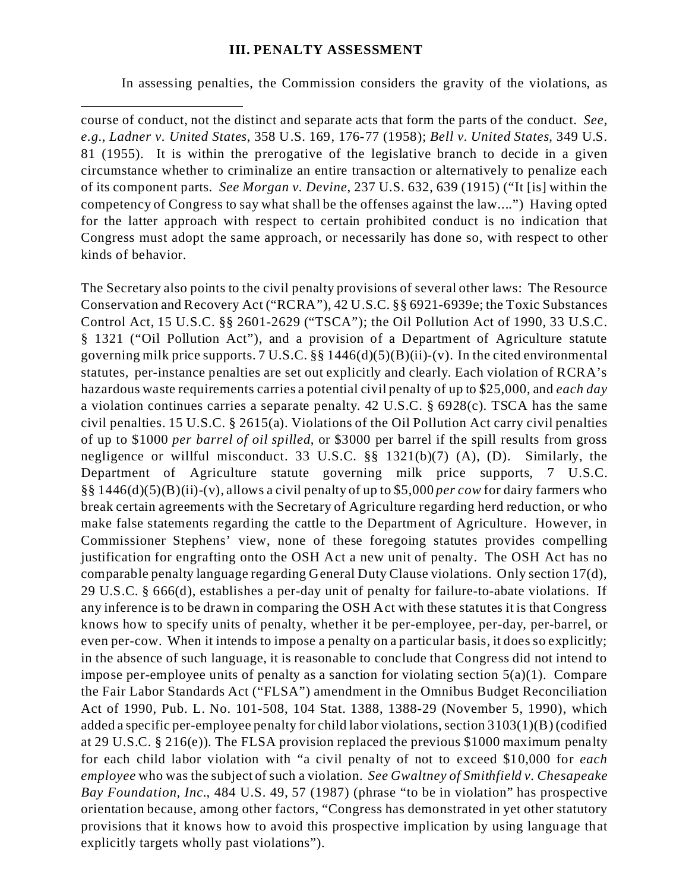## III. PENALTY ASSESSMENT

In assessing penalties, the Commission considers the gravity of the violations, as

---

course of conduct, not the distinct and separate acts that form the parts of the conduct. *See, e.g.*, *Ladner v. United States*, 358 U.S. 169, 176-77 (1958); *Bell v. United States*, 349 U.S. 81 (1955). It is within the prerogative of the legislative branch to decide in a given circumstance whether to criminalize an entire transaction or alternatively to penalize each of its component parts. *See Morgan v. Devine*, 237 U.S. 632, 639 (1915) ("It [is] within the competency of Congress to say what shall be the offenses against the law....") Having opted for the latter approach with respect to certain prohibited conduct is no indication that Congress must adopt the same approach, or necessarily has done so, with respect to other kinds of behavior.

The Secretary also points to the civil penalty provisions of several other laws: The Resource Conservation and Recovery Act ("RCRA"), 42 U.S.C. §§ 6921-6939e; the Toxic Substances Control Act, 15 U.S.C. §§ 2601-2629 ("TSCA"); the Oil Pollution Act of 1990, 33 U.S.C. § 1321 ("Oil Pollution Act"), and a provision of a Department of Agriculture statute governing milk price supports. 7 U.S.C. §§ 1446(d)(5)(B)(ii)-(v). In the cited environmental statutes, per-instance penalties are set out explicitly and clearly. Each violation of RCRA's hazardous waste requirements carries a potential civil penalty of up to $25,000, and *each day* a violation continues carries a separate penalty. 42 U.S.C. § 6928(c). TSCA has the same civil penalties. 15 U.S.C. § 2615(a). Violations of the Oil Pollution Act carry civil penalties of up to $1000 *per barrel of oil spilled*, or $3000 per barrel if the spill results from gross negligence or willful misconduct. 33 U.S.C. §§ 1321(b)(7) (A), (D). Similarly, the Department of Agriculture statute governing milk price supports, 7 U.S.C. §§ 1446(d)(5)(B)(ii)-(v), allows a civil penalty of up to $5,000 *per cow* for dairy farmers who break certain agreements with the Secretary of Agriculture regarding herd reduction, or who make false statements regarding the cattle to the Department of Agriculture. However, in Commissioner Stephens' view, none of these foregoing statutes provides compelling justification for engrafting onto the OSH Act a new unit of penalty. The OSH Act has no comparable penalty language regarding General Duty Clause violations. Only section 17(d), 29 U.S.C. § 666(d), establishes a per-day unit of penalty for failure-to-abate violations. If any inference is to be drawn in comparing the OSH Act with these statutes it is that Congress knows how to specify units of penalty, whether it be per-employee, per-day, per-barrel, or even per-cow. When it intends to impose a penalty on a particular basis, it does so explicitly; in the absence of such language, it is reasonable to conclude that Congress did not intend to impose per-employee units of penalty as a sanction for violating section 5(a)(1). Compare the Fair Labor Standards Act ("FLSA") amendment in the Omnibus Budget Reconciliation Act of 1990, Pub. L. No. 101-508, 104 Stat. 1388, 1388-29 (November 5, 1990), which added a specific per-employee penalty for child labor violations, section 3103(1)(B) (codified at 29 U.S.C. § 216(e)). The FLSA provision replaced the previous $1000 maximum penalty for each child labor violation with "a civil penalty of not to exceed $10,000 for *each employee* who was the subject of such a violation. *See Gwaltney of Smithfield v. Chesapeake Bay Foundation, Inc.*, 484 U.S. 49, 57 (1987) (phrase "to be in violation" has prospective orientation because, among other factors, "Congress has demonstrated in yet other statutory provisions that it knows how to avoid this prospective implication by using language that explicitly targets wholly past violations").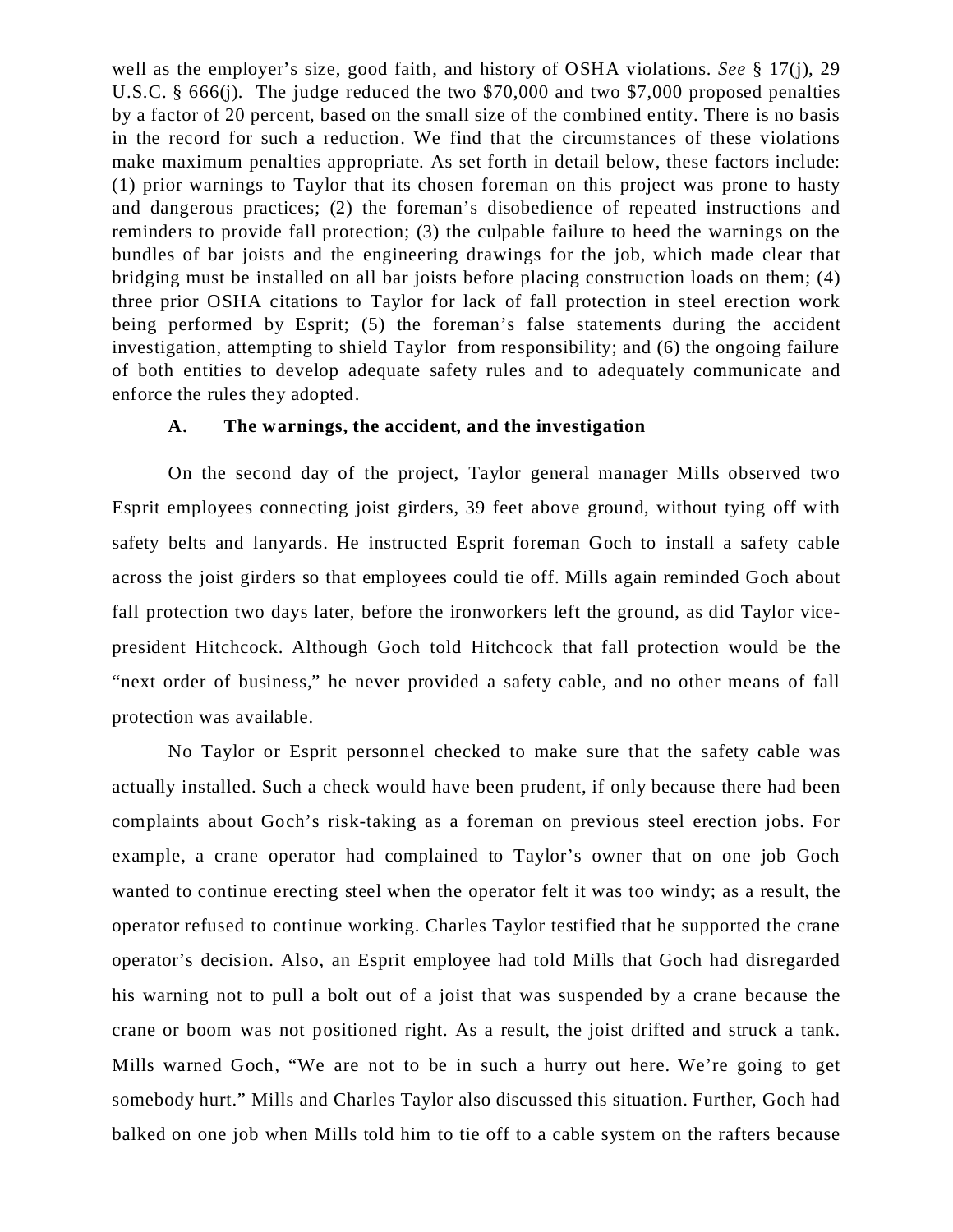well as the employer's size, good faith, and history of OSHA violations. *See* § 17(j), 29 U.S.C. § 666(j). The judge reduced the two $70,000 and two $7,000 proposed penalties by a factor of 20 percent, based on the small size of the combined entity. There is no basis in the record for such a reduction. We find that the circumstances of these violations make maximum penalties appropriate. As set forth in detail below, these factors include: (1) prior warnings to Taylor that its chosen foreman on this project was prone to hasty and dangerous practices; (2) the foreman's disobedience of repeated instructions and reminders to provide fall protection; (3) the culpable failure to heed the warnings on the bundles of bar joists and the engineering drawings for the job, which made clear that bridging must be installed on all bar joists before placing construction loads on them; (4) three prior OSHA citations to Taylor for lack of fall protection in steel erection work being performed by Esprit; (5) the foreman's false statements during the accident investigation, attempting to shield Taylor from responsibility; and (6) the ongoing failure of both entities to develop adequate safety rules and to adequately communicate and enforce the rules they adopted.

### A. The warnings, the accident, and the investigation

On the second day of the project, Taylor general manager Mills observed two Esprit employees connecting joist girders, 39 feet above ground, without tying off with safety belts and lanyards. He instructed Esprit foreman Goch to install a safety cable across the joist girders so that employees could tie off. Mills again reminded Goch about fall protection two days later, before the ironworkers left the ground, as did Taylor vice-president Hitchcock. Although Goch told Hitchcock that fall protection would be the "next order of business," he never provided a safety cable, and no other means of fall protection was available.

No Taylor or Esprit personnel checked to make sure that the safety cable was actually installed. Such a check would have been prudent, if only because there had been complaints about Goch's risk-taking as a foreman on previous steel erection jobs. For example, a crane operator had complained to Taylor's owner that on one job Goch wanted to continue erecting steel when the operator felt it was too windy; as a result, the operator refused to continue working. Charles Taylor testified that he supported the crane operator's decision. Also, an Esprit employee had told Mills that Goch had disregarded his warning not to pull a bolt out of a joist that was suspended by a crane because the crane or boom was not positioned right. As a result, the joist drifted and struck a tank. Mills warned Goch, "We are not to be in such a hurry out here. We're going to get somebody hurt." Mills and Charles Taylor also discussed this situation. Further, Goch had balked on one job when Mills told him to tie off to a cable system on the rafters because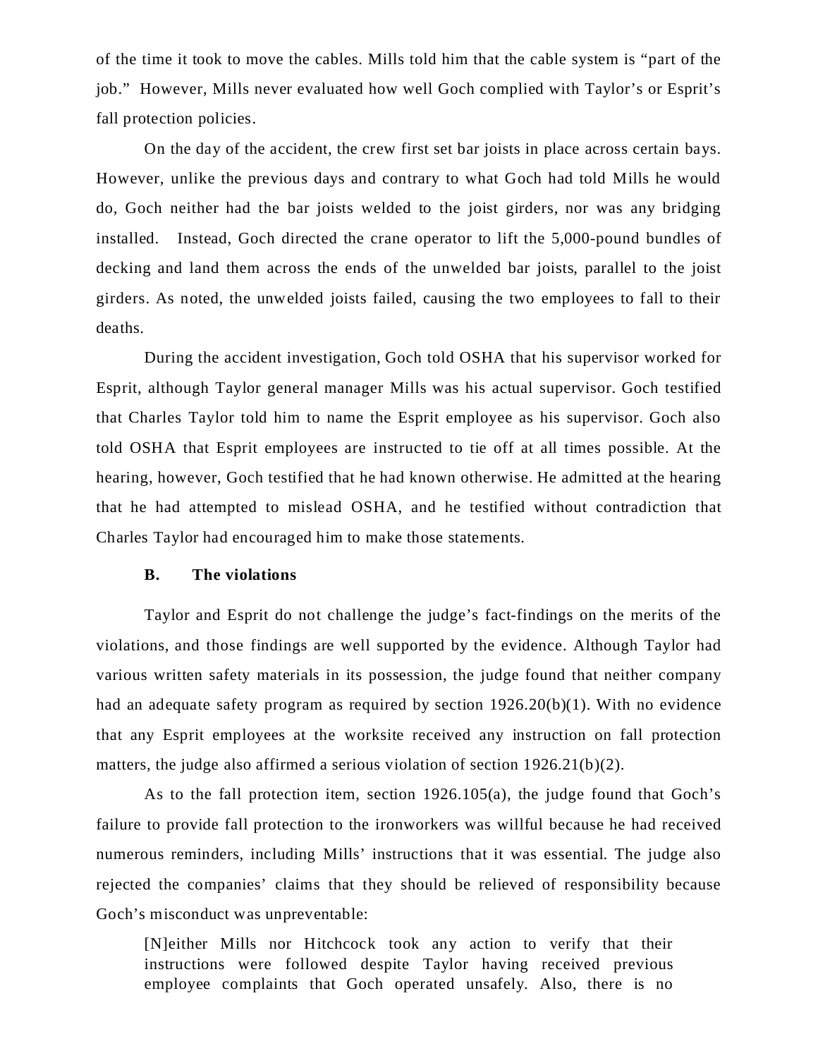of the time it took to move the cables. Mills told him that the cable system is "part of the job." However, Mills never evaluated how well Goch complied with Taylor's or Esprit's fall protection policies.

On the day of the accident, the crew first set bar joists in place across certain bays. However, unlike the previous days and contrary to what Goch had told Mills he would do, Goch neither had the bar joists welded to the joist girders, nor was any bridging installed. Instead, Goch directed the crane operator to lift the 5,000-pound bundles of decking and land them across the ends of the unwelded bar joists, parallel to the joist girders. As noted, the unwelded joists failed, causing the two employees to fall to their deaths.

During the accident investigation, Goch told OSHA that his supervisor worked for Esprit, although Taylor general manager Mills was his actual supervisor. Goch testified that Charles Taylor told him to name the Esprit employee as his supervisor. Goch also told OSHA that Esprit employees are instructed to tie off at all times possible. At the hearing, however, Goch testified that he had known otherwise. He admitted at the hearing that he had attempted to mislead OSHA, and he testified without contradiction that Charles Taylor had encouraged him to make those statements.

### B. The violations

Taylor and Esprit do not challenge the judge's fact-findings on the merits of the violations, and those findings are well supported by the evidence. Although Taylor had various written safety materials in its possession, the judge found that neither company had an adequate safety program as required by section 1926.20(b)(1). With no evidence that any Esprit employees at the worksite received any instruction on fall protection matters, the judge also affirmed a serious violation of section 1926.21(b)(2).

As to the fall protection item, section 1926.105(a), the judge found that Goch's failure to provide fall protection to the ironworkers was willful because he had received numerous reminders, including Mills' instructions that it was essential. The judge also rejected the companies' claims that they should be relieved of responsibility because Goch's misconduct was unpreventable:

> [N]either Mills nor Hitchcock took any action to verify that their instructions were followed despite Taylor having received previous employee complaints that Goch operated unsafely. Also, there is no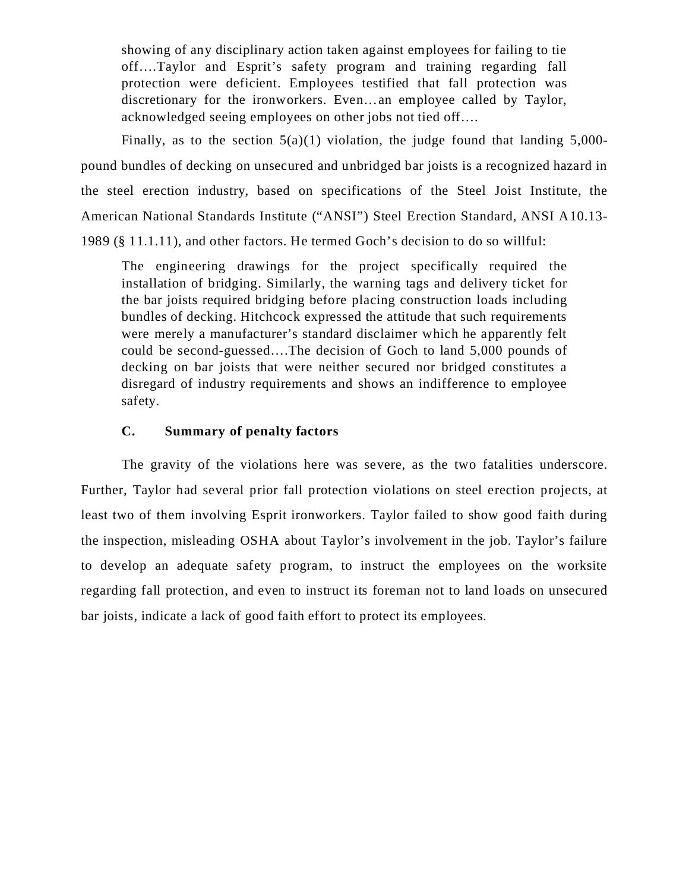> showing of any disciplinary action taken against employees for failing to tie off….Taylor and Esprit's safety program and training regarding fall protection were deficient. Employees testified that fall protection was discretionary for the ironworkers. Even…an employee called by Taylor, acknowledged seeing employees on other jobs not tied off….

Finally, as to the section 5(a)(1) violation, the judge found that landing 5,000-pound bundles of decking on unsecured and unbridged bar joists is a recognized hazard in the steel erection industry, based on specifications of the Steel Joist Institute, the American National Standards Institute ("ANSI") Steel Erection Standard, ANSI A10.13-1989 (§ 11.1.11), and other factors. He termed Goch's decision to do so willful:

> The engineering drawings for the project specifically required the installation of bridging. Similarly, the warning tags and delivery ticket for the bar joists required bridging before placing construction loads including bundles of decking. Hitchcock expressed the attitude that such requirements were merely a manufacturer's standard disclaimer which he apparently felt could be second-guessed….The decision of Goch to land 5,000 pounds of decking on bar joists that were neither secured nor bridged constitutes a disregard of industry requirements and shows an indifference to employee safety.

### C. Summary of penalty factors

The gravity of the violations here was severe, as the two fatalities underscore. Further, Taylor had several prior fall protection violations on steel erection projects, at least two of them involving Esprit ironworkers. Taylor failed to show good faith during the inspection, misleading OSHA about Taylor's involvement in the job. Taylor's failure to develop an adequate safety program, to instruct the employees on the worksite regarding fall protection, and even to instruct its foreman not to land loads on unsecured bar joists, indicate a lack of good faith effort to protect its employees.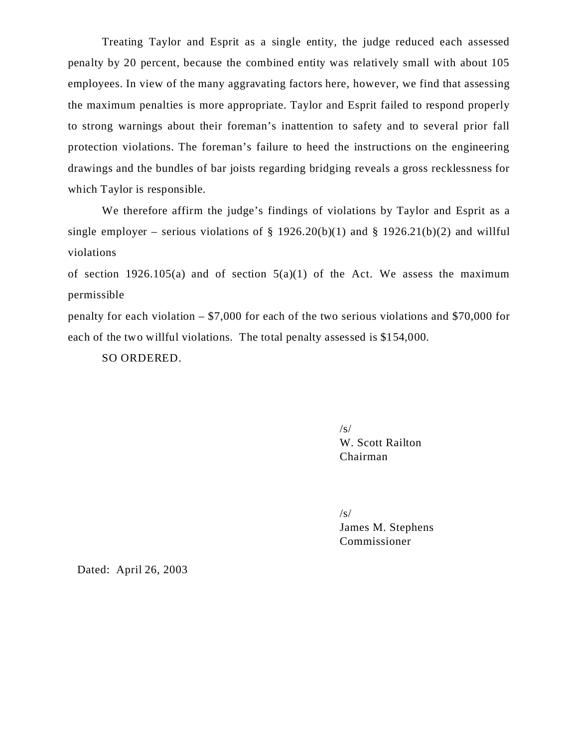Treating Taylor and Esprit as a single entity, the judge reduced each assessed penalty by 20 percent, because the combined entity was relatively small with about 105 employees. In view of the many aggravating factors here, however, we find that assessing the maximum penalties is more appropriate. Taylor and Esprit failed to respond properly to strong warnings about their foreman's inattention to safety and to several prior fall protection violations. The foreman's failure to heed the instructions on the engineering drawings and the bundles of bar joists regarding bridging reveals a gross recklessness for which Taylor is responsible.

We therefore affirm the judge's findings of violations by Taylor and Esprit as a single employer – serious violations of § 1926.20(b)(1) and § 1926.21(b)(2) and willful violations of section 1926.105(a) and of section 5(a)(1) of the Act. We assess the maximum permissible penalty for each violation – $7,000 for each of the two serious violations and $70,000 for each of the two willful violations. The total penalty assessed is $154,000.

SO ORDERED.

/s/
W. Scott Railton
Chairman

/s/
James M. Stephens
Commissioner

Dated: April 26, 2003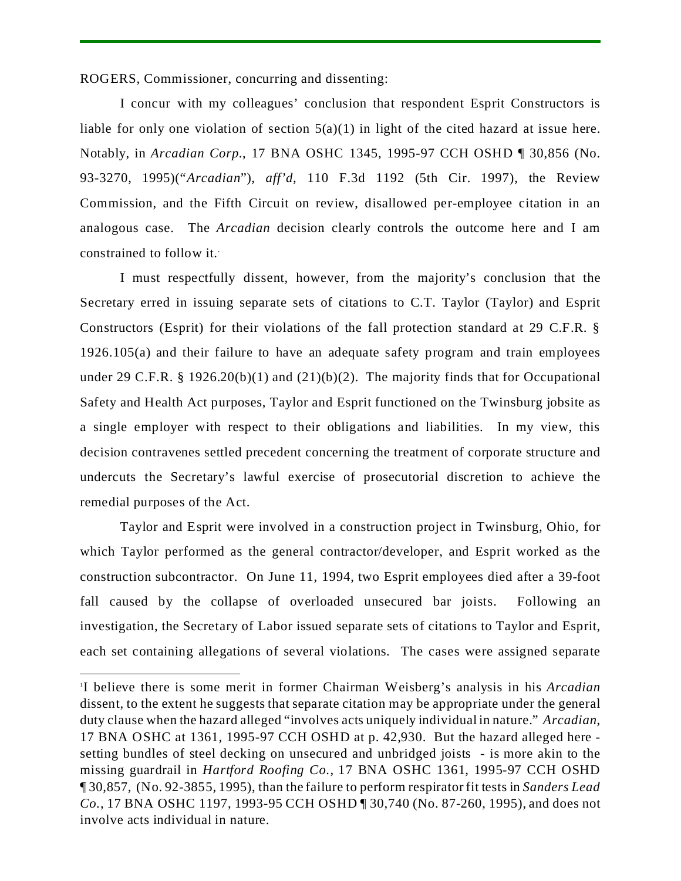ROGERS, Commissioner, concurring and dissenting:

I concur with my colleagues' conclusion that respondent Esprit Constructors is liable for only one violation of section 5(a)(1) in light of the cited hazard at issue here. Notably, in *Arcadian Corp.*, 17 BNA OSHC 1345, 1995-97 CCH OSHD ¶ 30,856 (No. 93-3270, 1995)("*Arcadian*"), *aff'd*, 110 F.3d 1192 (5th Cir. 1997), the Review Commission, and the Fifth Circuit on review, disallowed per-employee citation in an analogous case. The *Arcadian* decision clearly controls the outcome here and I am constrained to follow it.[1]

I must respectfully dissent, however, from the majority's conclusion that the Secretary erred in issuing separate sets of citations to C.T. Taylor (Taylor) and Esprit Constructors (Esprit) for their violations of the fall protection standard at 29 C.F.R. § 1926.105(a) and their failure to have an adequate safety program and train employees under 29 C.F.R. § 1926.20(b)(1) and (21)(b)(2). The majority finds that for Occupational Safety and Health Act purposes, Taylor and Esprit functioned on the Twinsburg jobsite as a single employer with respect to their obligations and liabilities. In my view, this decision contravenes settled precedent concerning the treatment of corporate structure and undercuts the Secretary's lawful exercise of prosecutorial discretion to achieve the remedial purposes of the Act.

Taylor and Esprit were involved in a construction project in Twinsburg, Ohio, for which Taylor performed as the general contractor/developer, and Esprit worked as the construction subcontractor. On June 11, 1994, two Esprit employees died after a 39-foot fall caused by the collapse of overloaded unsecured bar joists. Following an investigation, the Secretary of Labor issued separate sets of citations to Taylor and Esprit, each set containing allegations of several violations. The cases were assigned separate

---

[1] I believe there is some merit in former Chairman Weisberg's analysis in his *Arcadian* dissent, to the extent he suggests that separate citation may be appropriate under the general duty clause when the hazard alleged "involves acts uniquely individual in nature." *Arcadian*, 17 BNA OSHC at 1361, 1995-97 CCH OSHD at p. 42,930. But the hazard alleged here - setting bundles of steel decking on unsecured and unbridged joists - is more akin to the missing guardrail in *Hartford Roofing Co.*, 17 BNA OSHC 1361, 1995-97 CCH OSHD ¶ 30,857, (No. 92-3855, 1995), than the failure to perform respirator fit tests in *Sanders Lead Co.*, 17 BNA OSHC 1197, 1993-95 CCH OSHD ¶ 30,740 (No. 87-260, 1995), and does not involve acts individual in nature.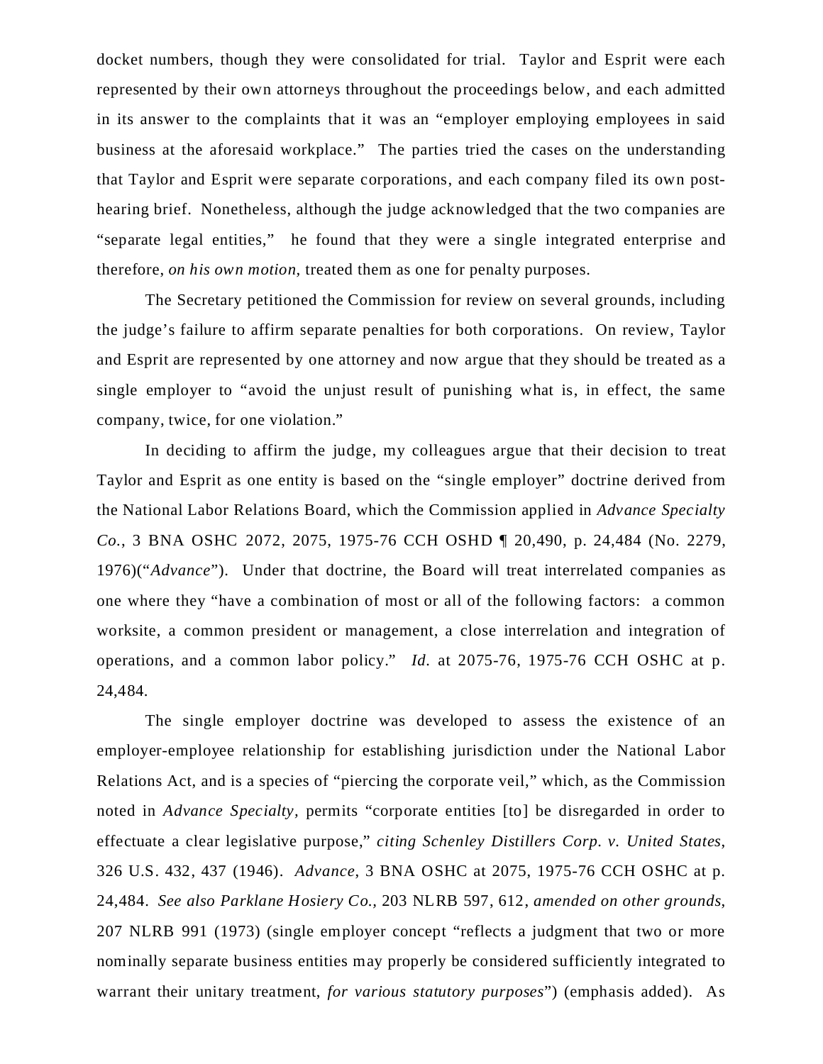docket numbers, though they were consolidated for trial. Taylor and Esprit were each represented by their own attorneys throughout the proceedings below, and each admitted in its answer to the complaints that it was an "employer employing employees in said business at the aforesaid workplace." The parties tried the cases on the understanding that Taylor and Esprit were separate corporations, and each company filed its own post-hearing brief. Nonetheless, although the judge acknowledged that the two companies are "separate legal entities," he found that they were a single integrated enterprise and therefore, *on his own motion,* treated them as one for penalty purposes.

The Secretary petitioned the Commission for review on several grounds, including the judge's failure to affirm separate penalties for both corporations. On review, Taylor and Esprit are represented by one attorney and now argue that they should be treated as a single employer to "avoid the unjust result of punishing what is, in effect, the same company, twice, for one violation."

In deciding to affirm the judge, my colleagues argue that their decision to treat Taylor and Esprit as one entity is based on the "single employer" doctrine derived from the National Labor Relations Board, which the Commission applied in *Advance Specialty Co.*, 3 BNA OSHC 2072, 2075, 1975-76 CCH OSHD ¶ 20,490, p. 24,484 (No. 2279, 1976)("*Advance*"). Under that doctrine, the Board will treat interrelated companies as one where they "have a combination of most or all of the following factors: a common worksite, a common president or management, a close interrelation and integration of operations, and a common labor policy." *Id.* at 2075-76, 1975-76 CCH OSHC at p. 24,484.

The single employer doctrine was developed to assess the existence of an employer-employee relationship for establishing jurisdiction under the National Labor Relations Act, and is a species of "piercing the corporate veil," which, as the Commission noted in *Advance Specialty*, permits "corporate entities [to] be disregarded in order to effectuate a clear legislative purpose," *citing Schenley Distillers Corp. v. United States*, 326 U.S. 432, 437 (1946). *Advance*, 3 BNA OSHC at 2075, 1975-76 CCH OSHC at p. 24,484. *See also Parklane Hosiery Co.,* 203 NLRB 597, 612, *amended on other grounds*, 207 NLRB 991 (1973) (single employer concept "reflects a judgment that two or more nominally separate business entities may properly be considered sufficiently integrated to warrant their unitary treatment, *for various statutory purposes*") (emphasis added). As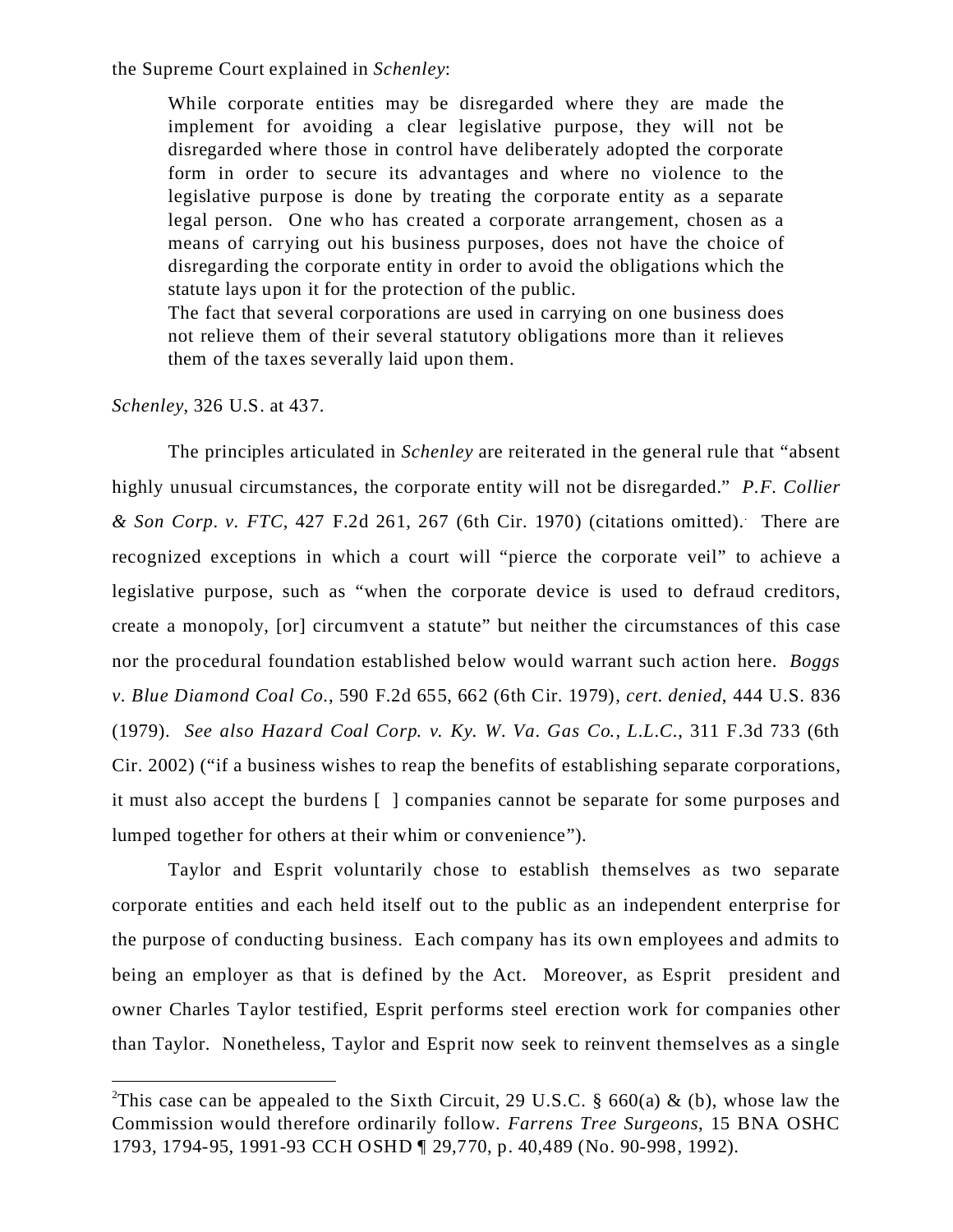the Supreme Court explained in *Schenley*:

> While corporate entities may be disregarded where they are made the implement for avoiding a clear legislative purpose, they will not be disregarded where those in control have deliberately adopted the corporate form in order to secure its advantages and where no violence to the legislative purpose is done by treating the corporate entity as a separate legal person. One who has created a corporate arrangement, chosen as a means of carrying out his business purposes, does not have the choice of disregarding the corporate entity in order to avoid the obligations which the statute lays upon it for the protection of the public.
>
> The fact that several corporations are used in carrying on one business does not relieve them of their several statutory obligations more than it relieves them of the taxes severally laid upon them.

*Schenley*, 326 U.S. at 437.

The principles articulated in *Schenley* are reiterated in the general rule that "absent highly unusual circumstances, the corporate entity will not be disregarded." *P.F. Collier & Son Corp. v. FTC*, 427 F.2d 261, 267 (6th Cir. 1970) (citations omitted). There are recognized exceptions in which a court will "pierce the corporate veil" to achieve a legislative purpose, such as "when the corporate device is used to defraud creditors, create a monopoly, [or] circumvent a statute" but neither the circumstances of this case nor the procedural foundation established below would warrant such action here. *Boggs v. Blue Diamond Coal Co.*, 590 F.2d 655, 662 (6th Cir. 1979), *cert. denied*, 444 U.S. 836 (1979). *See also Hazard Coal Corp. v. Ky. W. Va. Gas Co., L.L.C.*, 311 F.3d 733 (6th Cir. 2002) ("if a business wishes to reap the benefits of establishing separate corporations, it must also accept the burdens [ ] companies cannot be separate for some purposes and lumped together for others at their whim or convenience").

Taylor and Esprit voluntarily chose to establish themselves as two separate corporate entities and each held itself out to the public as an independent enterprise for the purpose of conducting business. Each company has its own employees and admits to being an employer as that is defined by the Act. Moreover, as Esprit president and owner Charles Taylor testified, Esprit performs steel erection work for companies other than Taylor. Nonetheless, Taylor and Esprit now seek to reinvent themselves as a single

---

[2]This case can be appealed to the Sixth Circuit, 29 U.S.C. § 660(a) & (b), whose law the Commission would therefore ordinarily follow. *Farrens Tree Surgeons*, 15 BNA OSHC 1793, 1794-95, 1991-93 CCH OSHD ¶ 29,770, p. 40,489 (No. 90-998, 1992).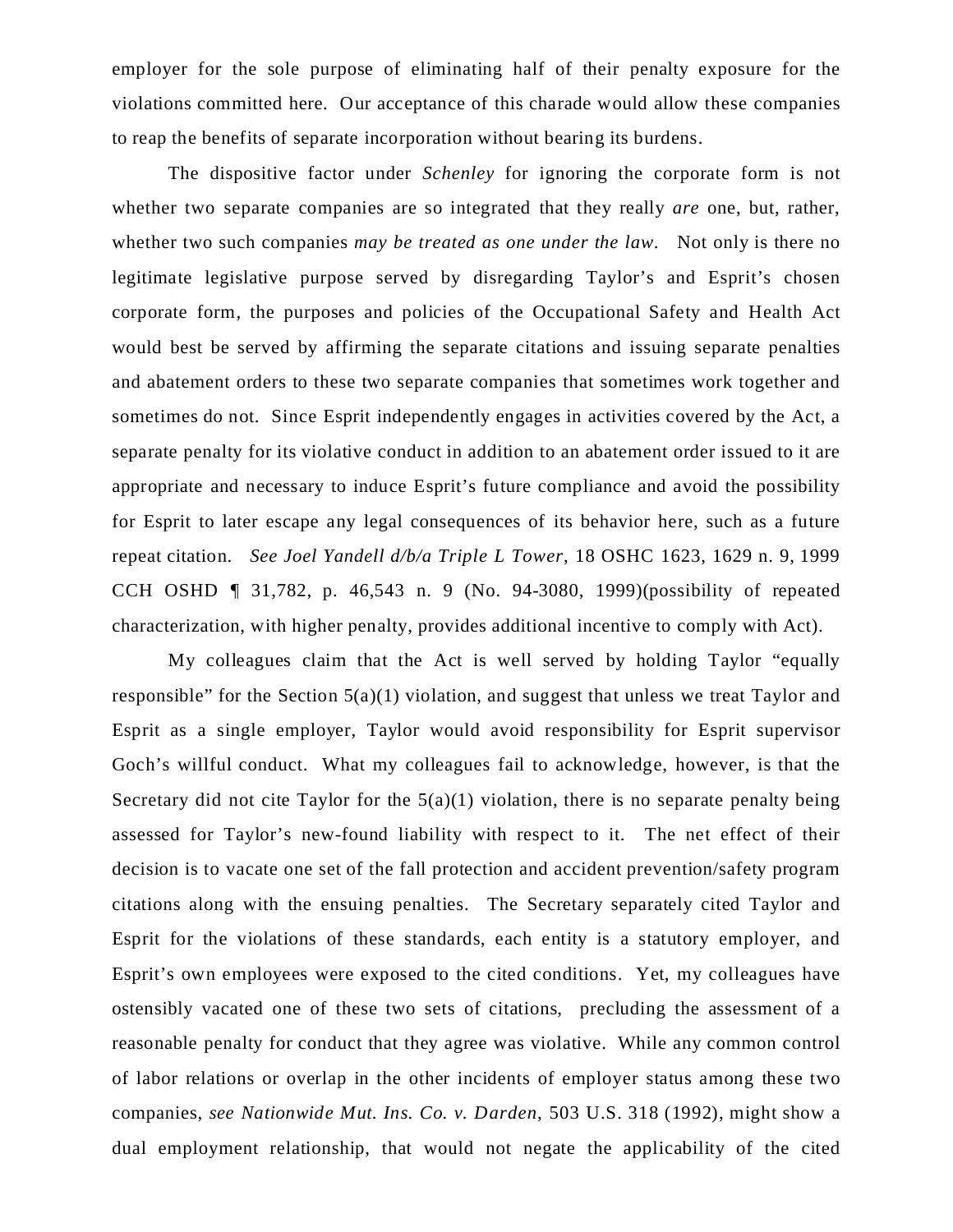employer for the sole purpose of eliminating half of their penalty exposure for the violations committed here. Our acceptance of this charade would allow these companies to reap the benefits of separate incorporation without bearing its burdens.

The dispositive factor under *Schenley* for ignoring the corporate form is not whether two separate companies are so integrated that they really *are* one, but, rather, whether two such companies *may be treated as one under the law*. Not only is there no legitimate legislative purpose served by disregarding Taylor's and Esprit's chosen corporate form, the purposes and policies of the Occupational Safety and Health Act would best be served by affirming the separate citations and issuing separate penalties and abatement orders to these two separate companies that sometimes work together and sometimes do not. Since Esprit independently engages in activities covered by the Act, a separate penalty for its violative conduct in addition to an abatement order issued to it are appropriate and necessary to induce Esprit's future compliance and avoid the possibility for Esprit to later escape any legal consequences of its behavior here, such as a future repeat citation. *See Joel Yandell d/b/a Triple L Tower*, 18 OSHC 1623, 1629 n. 9, 1999 CCH OSHD ¶ 31,782, p. 46,543 n. 9 (No. 94-3080, 1999)(possibility of repeated characterization, with higher penalty, provides additional incentive to comply with Act).

My colleagues claim that the Act is well served by holding Taylor "equally responsible" for the Section 5(a)(1) violation, and suggest that unless we treat Taylor and Esprit as a single employer, Taylor would avoid responsibility for Esprit supervisor Goch's willful conduct. What my colleagues fail to acknowledge, however, is that the Secretary did not cite Taylor for the 5(a)(1) violation, there is no separate penalty being assessed for Taylor's new-found liability with respect to it. The net effect of their decision is to vacate one set of the fall protection and accident prevention/safety program citations along with the ensuing penalties. The Secretary separately cited Taylor and Esprit for the violations of these standards, each entity is a statutory employer, and Esprit's own employees were exposed to the cited conditions. Yet, my colleagues have ostensibly vacated one of these two sets of citations, precluding the assessment of a reasonable penalty for conduct that they agree was violative. While any common control of labor relations or overlap in the other incidents of employer status among these two companies, *see Nationwide Mut. Ins. Co. v. Darden*, 503 U.S. 318 (1992), might show a dual employment relationship, that would not negate the applicability of the cited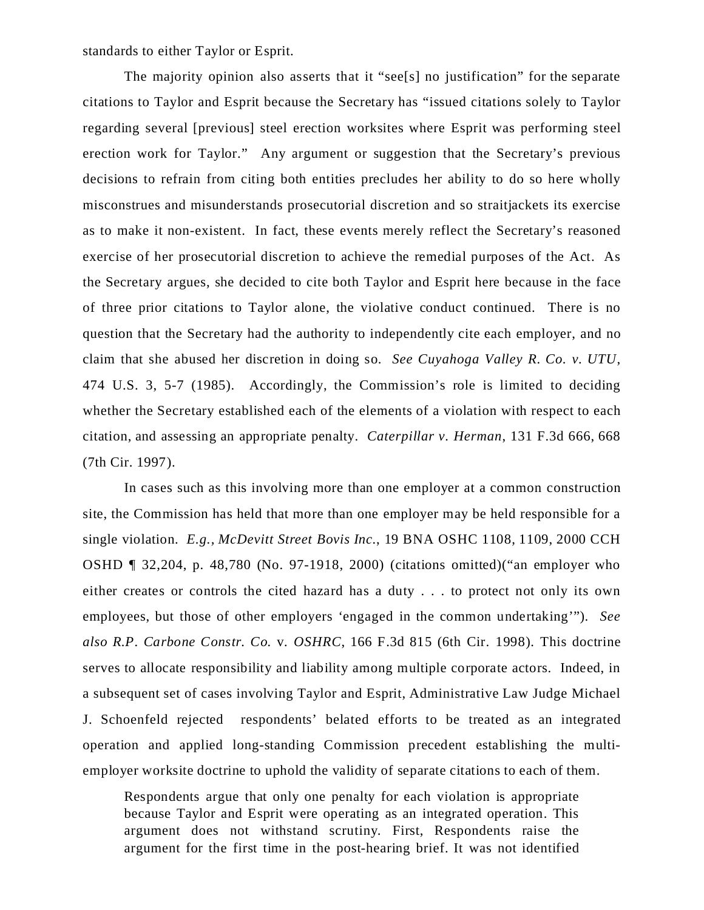standards to either Taylor or Esprit.

The majority opinion also asserts that it "see[s] no justification" for the separate citations to Taylor and Esprit because the Secretary has "issued citations solely to Taylor regarding several [previous] steel erection worksites where Esprit was performing steel erection work for Taylor." Any argument or suggestion that the Secretary's previous decisions to refrain from citing both entities precludes her ability to do so here wholly misconstrues and misunderstands prosecutorial discretion and so straitjackets its exercise as to make it non-existent. In fact, these events merely reflect the Secretary's reasoned exercise of her prosecutorial discretion to achieve the remedial purposes of the Act. As the Secretary argues, she decided to cite both Taylor and Esprit here because in the face of three prior citations to Taylor alone, the violative conduct continued. There is no question that the Secretary had the authority to independently cite each employer, and no claim that she abused her discretion in doing so. *See Cuyahoga Valley R. Co. v. UTU*, 474 U.S. 3, 5-7 (1985). Accordingly, the Commission's role is limited to deciding whether the Secretary established each of the elements of a violation with respect to each citation, and assessing an appropriate penalty. *Caterpillar v. Herman*, 131 F.3d 666, 668 (7th Cir. 1997).

In cases such as this involving more than one employer at a common construction site, the Commission has held that more than one employer may be held responsible for a single violation. *E.g.*, *McDevitt Street Bovis Inc.*, 19 BNA OSHC 1108, 1109, 2000 CCH OSHD ¶ 32,204, p. 48,780 (No. 97-1918, 2000) (citations omitted)("an employer who either creates or controls the cited hazard has a duty . . . to protect not only its own employees, but those of other employers 'engaged in the common undertaking'"). *See also R.P. Carbone Constr. Co.* v. *OSHRC*, 166 F.3d 815 (6th Cir. 1998). This doctrine serves to allocate responsibility and liability among multiple corporate actors. Indeed, in a subsequent set of cases involving Taylor and Esprit, Administrative Law Judge Michael J. Schoenfeld rejected respondents' belated efforts to be treated as an integrated operation and applied long-standing Commission precedent establishing the multi-employer worksite doctrine to uphold the validity of separate citations to each of them.

> Respondents argue that only one penalty for each violation is appropriate because Taylor and Esprit were operating as an integrated operation. This argument does not withstand scrutiny. First, Respondents raise the argument for the first time in the post-hearing brief. It was not identified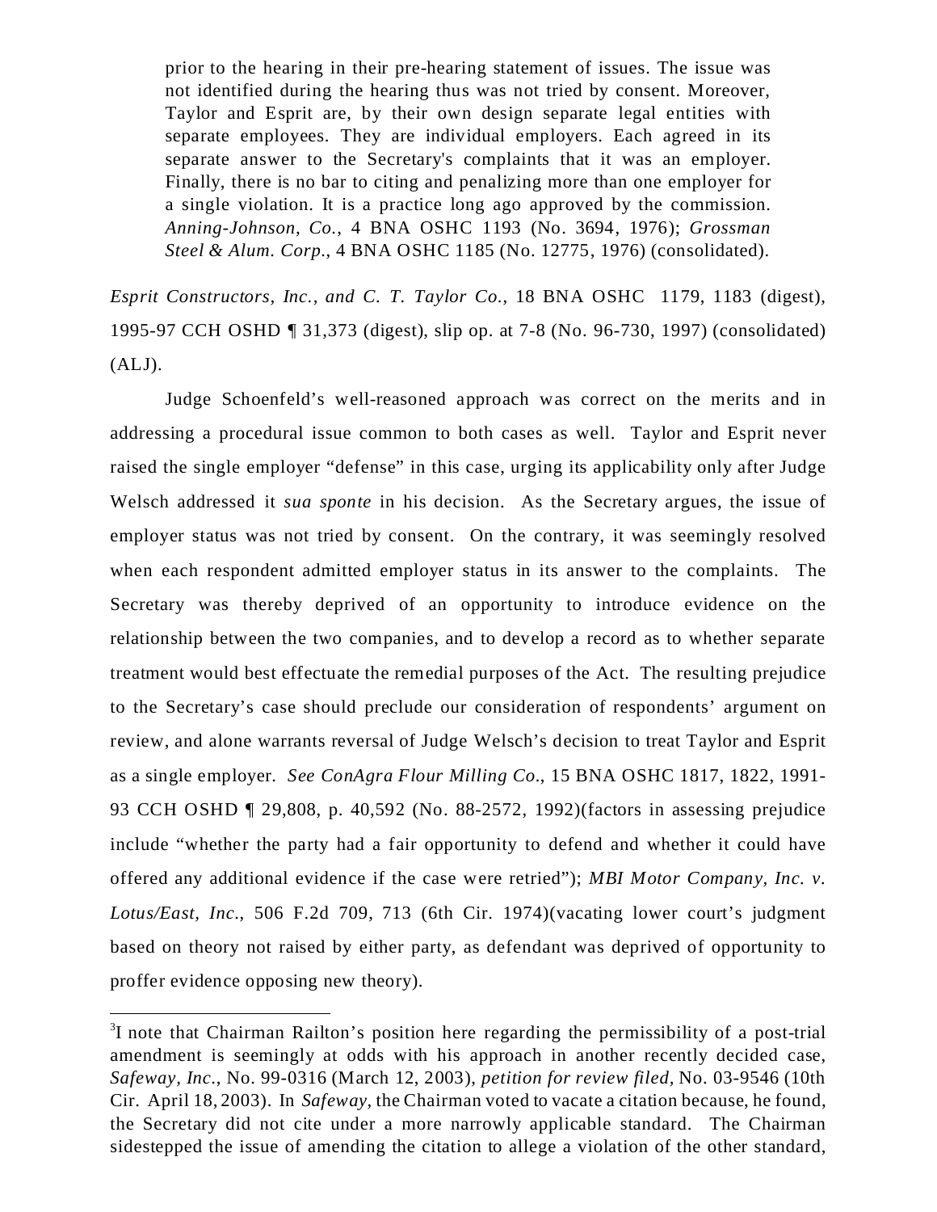> prior to the hearing in their pre-hearing statement of issues. The issue was not identified during the hearing thus was not tried by consent. Moreover, Taylor and Esprit are, by their own design separate legal entities with separate employees. They are individual employers. Each agreed in its separate answer to the Secretary's complaints that it was an employer. Finally, there is no bar to citing and penalizing more than one employer for a single violation. It is a practice long ago approved by the commission. *Anning-Johnson, Co.*, 4 BNA OSHC 1193 (No. 3694, 1976); *Grossman Steel & Alum. Corp.*, 4 BNA OSHC 1185 (No. 12775, 1976) (consolidated).

*Esprit Constructors, Inc., and C. T. Taylor Co.*, 18 BNA OSHC 1179, 1183 (digest), 1995-97 CCH OSHD ¶ 31,373 (digest), slip op. at 7-8 (No. 96-730, 1997) (consolidated) (ALJ).

Judge Schoenfeld's well-reasoned approach was correct on the merits and in addressing a procedural issue common to both cases as well. Taylor and Esprit never raised the single employer "defense" in this case, urging its applicability only after Judge Welsch addressed it *sua sponte* in his decision. As the Secretary argues, the issue of employer status was not tried by consent. On the contrary, it was seemingly resolved when each respondent admitted employer status in its answer to the complaints. The Secretary was thereby deprived of an opportunity to introduce evidence on the relationship between the two companies, and to develop a record as to whether separate treatment would best effectuate the remedial purposes of the Act. The resulting prejudice to the Secretary's case should preclude our consideration of respondents' argument on review, and alone warrants reversal of Judge Welsch's decision to treat Taylor and Esprit as a single employer. *See ConAgra Flour Milling Co.*, 15 BNA OSHC 1817, 1822, 1991-93 CCH OSHD ¶ 29,808, p. 40,592 (No. 88-2572, 1992)(factors in assessing prejudice include "whether the party had a fair opportunity to defend and whether it could have offered any additional evidence if the case were retried"); *MBI Motor Company, Inc. v. Lotus/East, Inc.*, 506 F.2d 709, 713 (6th Cir. 1974)(vacating lower court's judgment based on theory not raised by either party, as defendant was deprived of opportunity to proffer evidence opposing new theory).

---

[3] I note that Chairman Railton's position here regarding the permissibility of a post-trial amendment is seemingly at odds with his approach in another recently decided case, *Safeway, Inc.*, No. 99-0316 (March 12, 2003), *petition for review filed*, No. 03-9546 (10th Cir. April 18, 2003). In *Safeway*, the Chairman voted to vacate a citation because, he found, the Secretary did not cite under a more narrowly applicable standard. The Chairman sidestepped the issue of amending the citation to allege a violation of the other standard,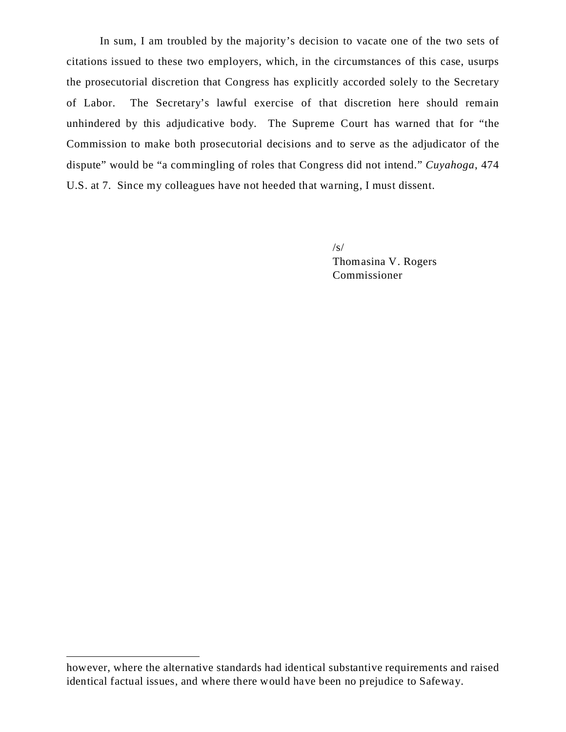In sum, I am troubled by the majority's decision to vacate one of the two sets of citations issued to these two employers, which, in the circumstances of this case, usurps the prosecutorial discretion that Congress has explicitly accorded solely to the Secretary of Labor. The Secretary's lawful exercise of that discretion here should remain unhindered by this adjudicative body. The Supreme Court has warned that for "the Commission to make both prosecutorial decisions and to serve as the adjudicator of the dispute" would be "a commingling of roles that Congress did not intend." *Cuyahoga*, 474 U.S. at 7. Since my colleagues have not heeded that warning, I must dissent.

/s/
Thomasina V. Rogers
Commissioner

---

however, where the alternative standards had identical substantive requirements and raised identical factual issues, and where there would have been no prejudice to Safeway.